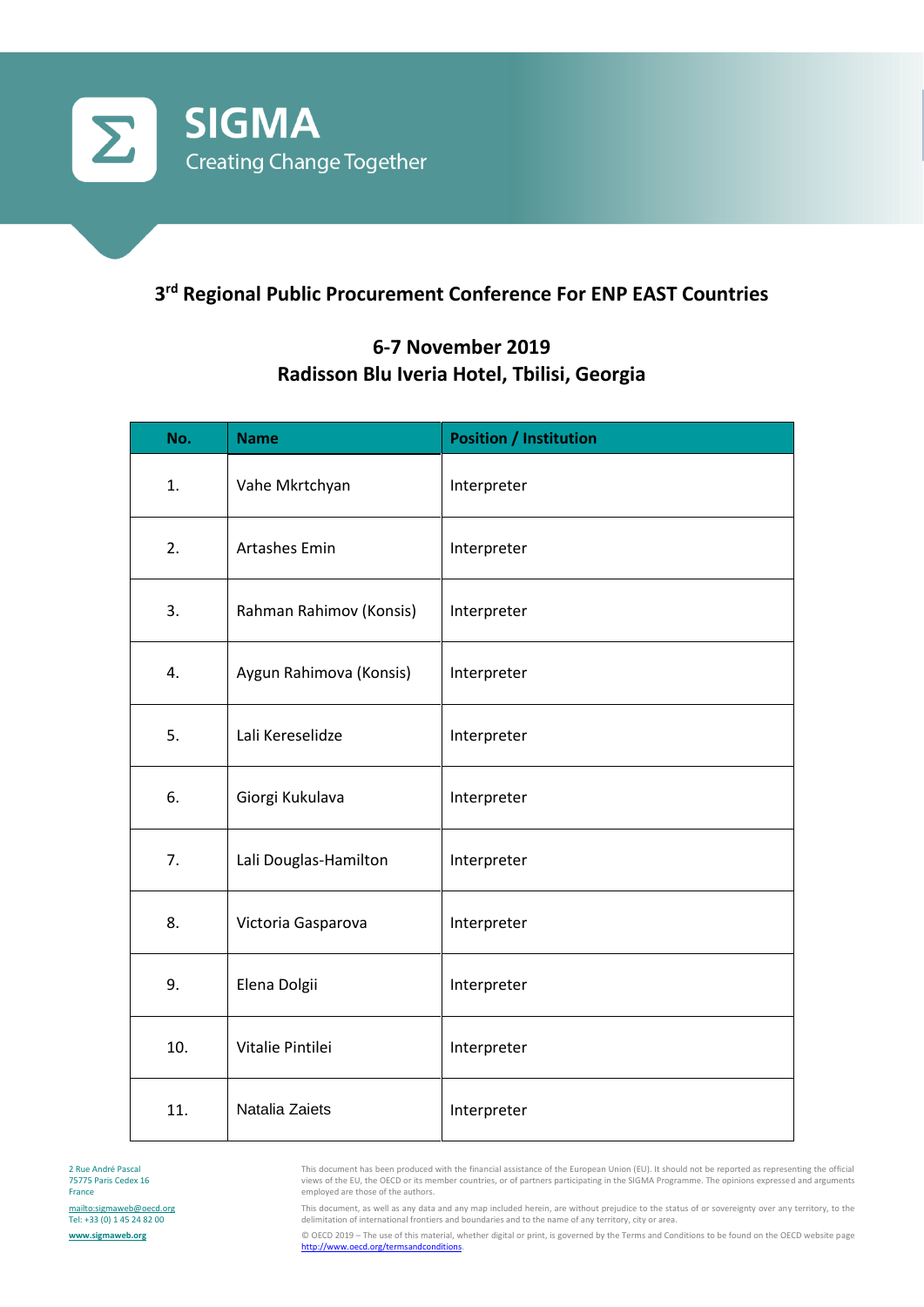# SIGMA

Creating Change Together

## 3rd Regional Public Procurement Conference For ENP EAST Countries

### 6-7 November 2019
### Radisson Blu Iveria Hotel, Tbilisi, Georgia

| No. | Name | Position / Institution |
|---|---|---|
| 1. | Vahe Mkrtchyan | Interpreter |
| 2. | Artashes Emin | Interpreter |
| 3. | Rahman Rahimov (Konsis) | Interpreter |
| 4. | Aygun Rahimova (Konsis) | Interpreter |
| 5. | Lali Kereselidze | Interpreter |
| 6. | Giorgi Kukulava | Interpreter |
| 7. | Lali Douglas-Hamilton | Interpreter |
| 8. | Victoria Gasparova | Interpreter |
| 9. | Elena Dolgii | Interpreter |
| 10. | Vitalie Pintilei | Interpreter |
| 11. | Natalia Zaiets | Interpreter |

2 Rue André Pascal
75775 Paris Cedex 16
France

mailto:sigmaweb@oecd.org
Tel: +33 (0) 1 45 24 82 00

**www.sigmaweb.org**

This document has been produced with the financial assistance of the European Union (EU). It should not be reported as representing the official views of the EU, the OECD or its member countries, or of partners participating in the SIGMA Programme. The opinions expressed and arguments employed are those of the authors.

This document, as well as any data and any map included herein, are without prejudice to the status of or sovereignty over any territory, to the delimitation of international frontiers and boundaries and to the name of any territory, city or area.

© OECD 2019 – The use of this material, whether digital or print, is governed by the Terms and Conditions to be found on the OECD website page http://www.oecd.org/termsandconditions.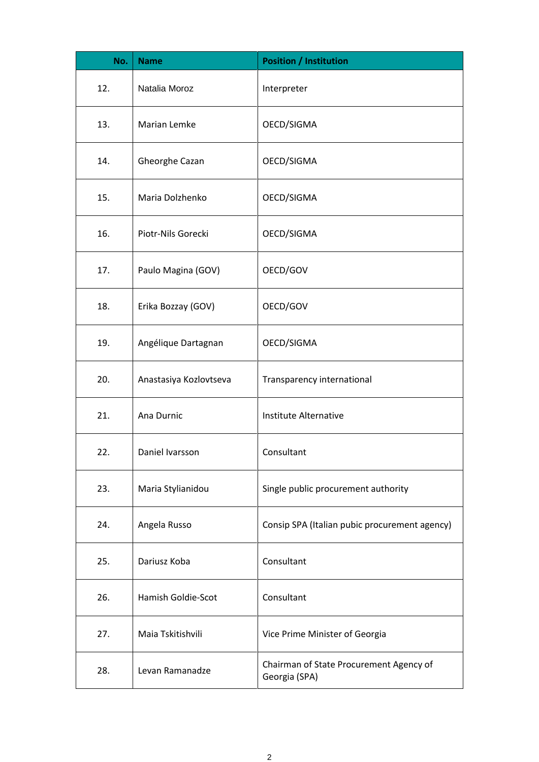| No. | Name | Position / Institution |
|---|---|---|
| 12. | Natalia Moroz | Interpreter |
| 13. | Marian Lemke | OECD/SIGMA |
| 14. | Gheorghe Cazan | OECD/SIGMA |
| 15. | Maria Dolzhenko | OECD/SIGMA |
| 16. | Piotr-Nils Gorecki | OECD/SIGMA |
| 17. | Paulo Magina (GOV) | OECD/GOV |
| 18. | Erika Bozzay (GOV) | OECD/GOV |
| 19. | Angélique Dartagnan | OECD/SIGMA |
| 20. | Anastasiya Kozlovtseva | Transparency international |
| 21. | Ana Durnic | Institute Alternative |
| 22. | Daniel Ivarsson | Consultant |
| 23. | Maria Stylianidou | Single public procurement authority |
| 24. | Angela Russo | Consip SPA (Italian pubic procurement agency) |
| 25. | Dariusz Koba | Consultant |
| 26. | Hamish Goldie-Scot | Consultant |
| 27. | Maia Tskitishvili | Vice Prime Minister of Georgia |
| 28. | Levan Ramanadze | Chairman of State Procurement Agency of Georgia (SPA) |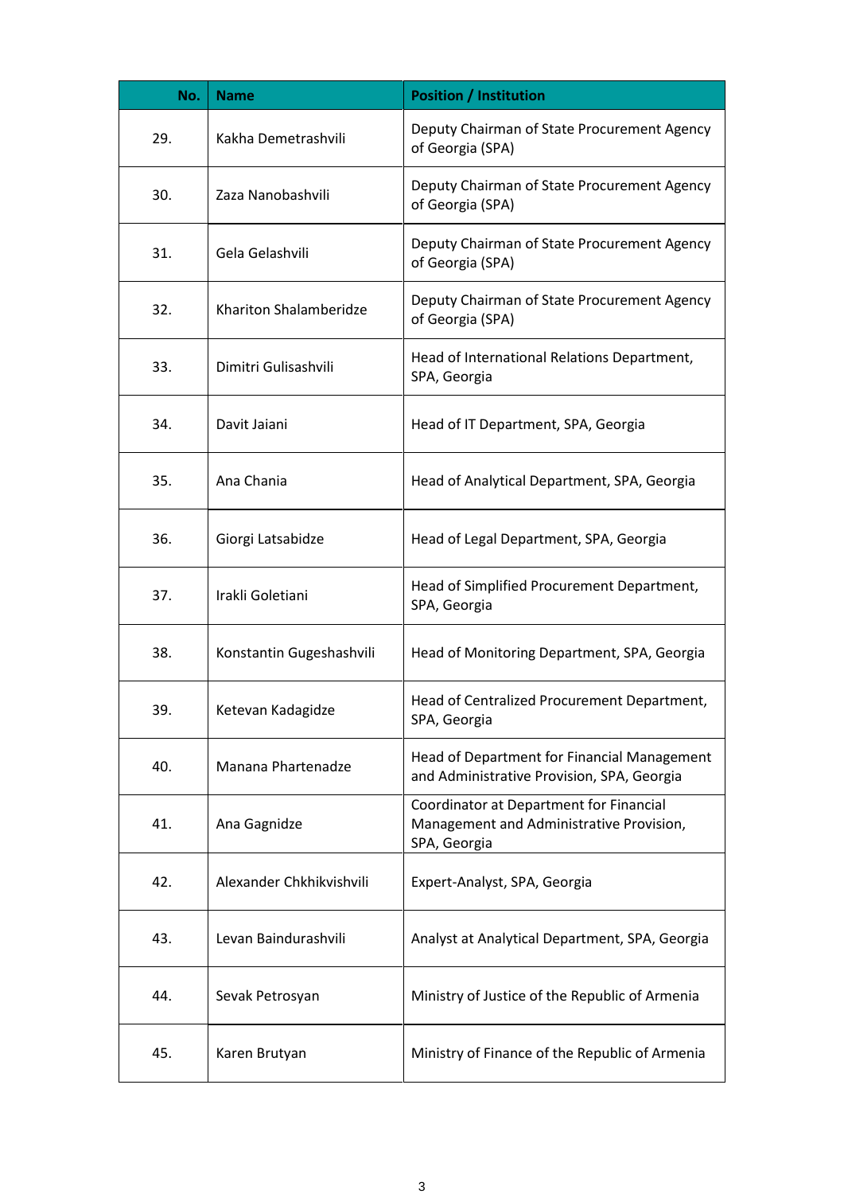| No. | Name | Position / Institution |
|---|---|---|
| 29. | Kakha Demetrashvili | Deputy Chairman of State Procurement Agency of Georgia (SPA) |
| 30. | Zaza Nanobashvili | Deputy Chairman of State Procurement Agency of Georgia (SPA) |
| 31. | Gela Gelashvili | Deputy Chairman of State Procurement Agency of Georgia (SPA) |
| 32. | Khariton Shalamberidze | Deputy Chairman of State Procurement Agency of Georgia (SPA) |
| 33. | Dimitri Gulisashvili | Head of International Relations Department, SPA, Georgia |
| 34. | Davit Jaiani | Head of IT Department, SPA, Georgia |
| 35. | Ana Chania | Head of Analytical Department, SPA, Georgia |
| 36. | Giorgi Latsabidze | Head of Legal Department, SPA, Georgia |
| 37. | Irakli Goletiani | Head of Simplified Procurement Department, SPA, Georgia |
| 38. | Konstantin Gugeshashvili | Head of Monitoring Department, SPA, Georgia |
| 39. | Ketevan Kadagidze | Head of Centralized Procurement Department, SPA, Georgia |
| 40. | Manana Phartenadze | Head of Department for Financial Management and Administrative Provision, SPA, Georgia |
| 41. | Ana Gagnidze | Coordinator at Department for Financial Management and Administrative Provision, SPA, Georgia |
| 42. | Alexander Chkhikvishvili | Expert-Analyst, SPA, Georgia |
| 43. | Levan Baindurashvili | Analyst at Analytical Department, SPA, Georgia |
| 44. | Sevak Petrosyan | Ministry of Justice of the Republic of Armenia |
| 45. | Karen Brutyan | Ministry of Finance of the Republic of Armenia |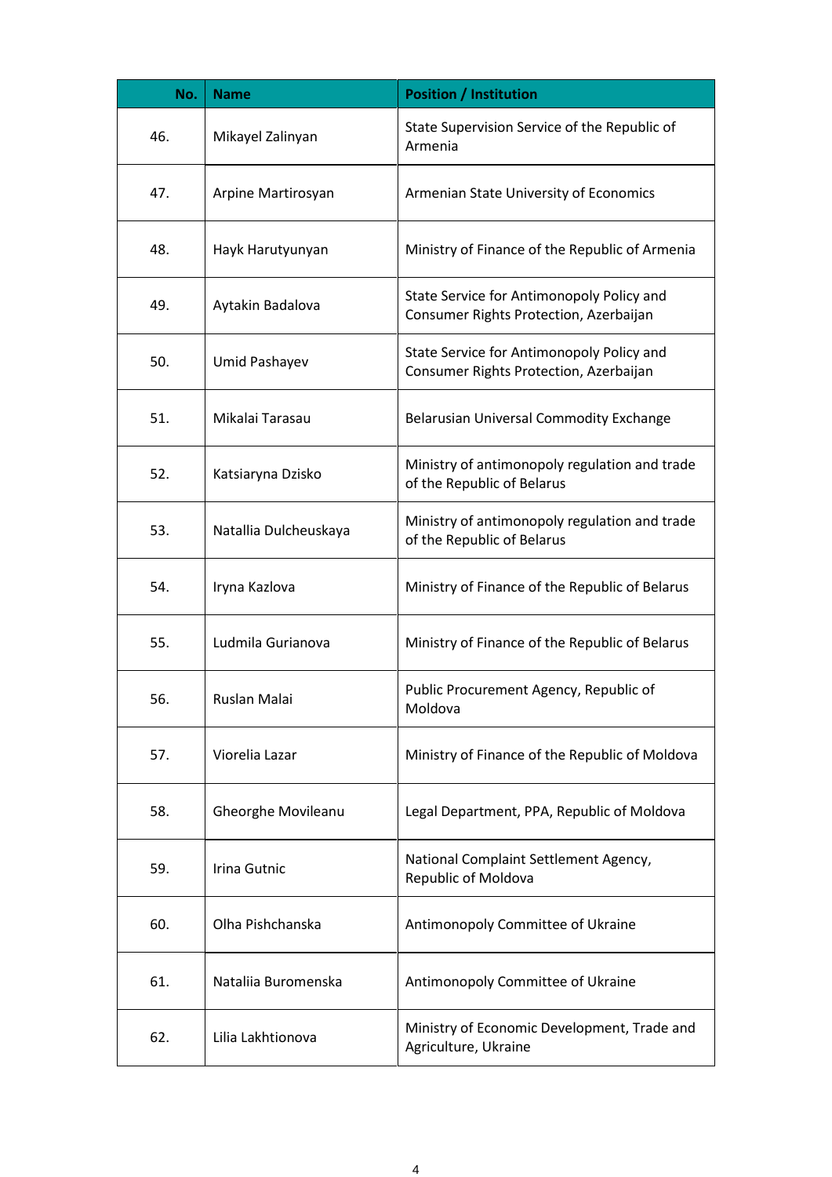| No. | Name | Position / Institution |
| --- | --- | --- |
| 46. | Mikayel Zalinyan | State Supervision Service of the Republic of Armenia |
| 47. | Arpine Martirosyan | Armenian State University of Economics |
| 48. | Hayk Harutyunyan | Ministry of Finance of the Republic of Armenia |
| 49. | Aytakin Badalova | State Service for Antimonopoly Policy and Consumer Rights Protection, Azerbaijan |
| 50. | Umid Pashayev | State Service for Antimonopoly Policy and Consumer Rights Protection, Azerbaijan |
| 51. | Mikalai Tarasau | Belarusian Universal Commodity Exchange |
| 52. | Katsiaryna Dzisko | Ministry of antimonopoly regulation and trade of the Republic of Belarus |
| 53. | Natallia Dulcheuskaya | Ministry of antimonopoly regulation and trade of the Republic of Belarus |
| 54. | Iryna Kazlova | Ministry of Finance of the Republic of Belarus |
| 55. | Ludmila Gurianova | Ministry of Finance of the Republic of Belarus |
| 56. | Ruslan Malai | Public Procurement Agency, Republic of Moldova |
| 57. | Viorelia Lazar | Ministry of Finance of the Republic of Moldova |
| 58. | Gheorghe Movileanu | Legal Department, PPA, Republic of Moldova |
| 59. | Irina Gutnic | National Complaint Settlement Agency, Republic of Moldova |
| 60. | Olha Pishchanska | Antimonopoly Committee of Ukraine |
| 61. | Nataliia Buromenska | Antimonopoly Committee of Ukraine |
| 62. | Lilia Lakhtionova | Ministry of Economic Development, Trade and Agriculture, Ukraine |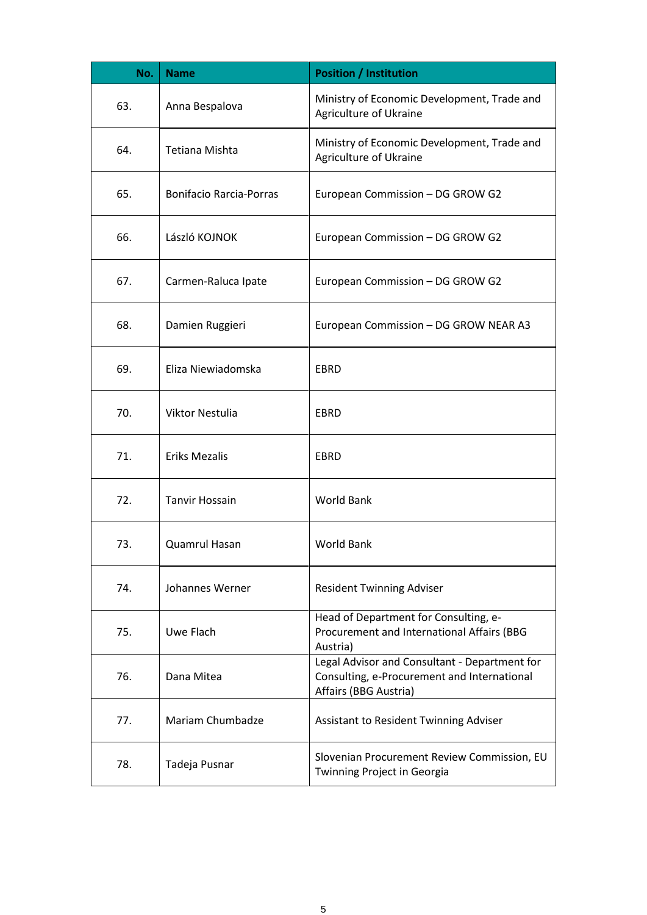| No. | Name | Position / Institution |
|---|---|---|
| 63. | Anna Bespalova | Ministry of Economic Development, Trade and Agriculture of Ukraine |
| 64. | Tetiana Mishta | Ministry of Economic Development, Trade and Agriculture of Ukraine |
| 65. | Bonifacio Rarcia-Porras | European Commission – DG GROW G2 |
| 66. | László KOJNOK | European Commission – DG GROW G2 |
| 67. | Carmen-Raluca Ipate | European Commission – DG GROW G2 |
| 68. | Damien Ruggieri | European Commission – DG GROW NEAR A3 |
| 69. | Eliza Niewiadomska | EBRD |
| 70. | Viktor Nestulia | EBRD |
| 71. | Eriks Mezalis | EBRD |
| 72. | Tanvir Hossain | World Bank |
| 73. | Quamrul Hasan | World Bank |
| 74. | Johannes Werner | Resident Twinning Adviser |
| 75. | Uwe Flach | Head of Department for Consulting, e-Procurement and International Affairs (BBG Austria) |
| 76. | Dana Mitea | Legal Advisor and Consultant - Department for Consulting, e-Procurement and International Affairs (BBG Austria) |
| 77. | Mariam Chumbadze | Assistant to Resident Twinning Adviser |
| 78. | Tadeja Pusnar | Slovenian Procurement Review Commission, EU Twinning Project in Georgia |